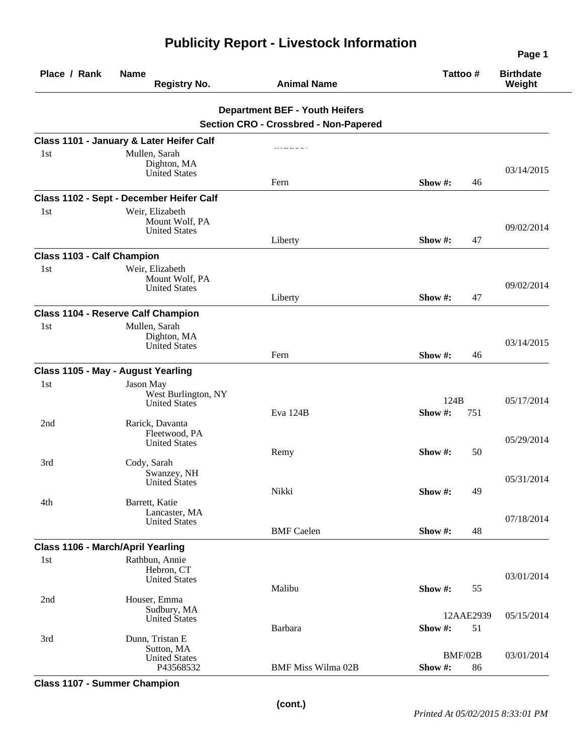# Publicity Report - Livestock Information

| Place / Rank | Name / Registry No. | Animal Name | Tattoo # | Birthdate / Weight |
|---|---|---|---|---|

## Department BEF - Youth Heifers

### Section CRO - Crossbred - Non-Papered

**Class 1101 - January & Later Heifer Calf**

| Place / Rank | Name / Registry No. | Animal Name | Tattoo # | Birthdate / Weight |
|---|---|---|---|---|
| 1st | Mullen, Sarah<br>Dighton, MA<br>United States | Fern | Show #: 46 | 03/14/2015 |

**Class 1102 - Sept - December Heifer Calf**

| Place / Rank | Name / Registry No. | Animal Name | Tattoo # | Birthdate / Weight |
|---|---|---|---|---|
| 1st | Weir, Elizabeth<br>Mount Wolf, PA<br>United States | Liberty | Show #: 47 | 09/02/2014 |

**Class 1103 - Calf Champion**

| Place / Rank | Name / Registry No. | Animal Name | Tattoo # | Birthdate / Weight |
|---|---|---|---|---|
| 1st | Weir, Elizabeth<br>Mount Wolf, PA<br>United States | Liberty | Show #: 47 | 09/02/2014 |

**Class 1104 - Reserve Calf Champion**

| Place / Rank | Name / Registry No. | Animal Name | Tattoo # | Birthdate / Weight |
|---|---|---|---|---|
| 1st | Mullen, Sarah<br>Dighton, MA<br>United States | Fern | Show #: 46 | 03/14/2015 |

**Class 1105 - May - August Yearling**

| Place / Rank | Name / Registry No. | Animal Name | Tattoo # | Birthdate / Weight |
|---|---|---|---|---|
| 1st | Jason May<br>West Burlington, NY<br>United States | Eva 124B | 124B<br>Show #: 751 | 05/17/2014 |
| 2nd | Rarick, Davanta<br>Fleetwood, PA<br>United States | Remy | Show #: 50 | 05/29/2014 |
| 3rd | Cody, Sarah<br>Swanzey, NH<br>United States | Nikki | Show #: 49 | 05/31/2014 |
| 4th | Barrett, Katie<br>Lancaster, MA<br>United States | BMF Caelen | Show #: 48 | 07/18/2014 |

**Class 1106 - March/April Yearling**

| Place / Rank | Name / Registry No. | Animal Name | Tattoo # | Birthdate / Weight |
|---|---|---|---|---|
| 1st | Rathbun, Annie<br>Hebron, CT<br>United States | Malibu | Show #: 55 | 03/01/2014 |
| 2nd | Houser, Emma<br>Sudbury, MA<br>United States | Barbara | 12AAE2939<br>Show #: 51 | 05/15/2014 |
| 3rd | Dunn, Tristan E<br>Sutton, MA<br>United States<br>P43568532 | BMF Miss Wilma 02B | BMF/02B<br>Show #: 86 | 03/01/2014 |

**Class 1107 - Summer Champion**

(cont.)

*Printed At 05/02/2015 8:33:01 PM*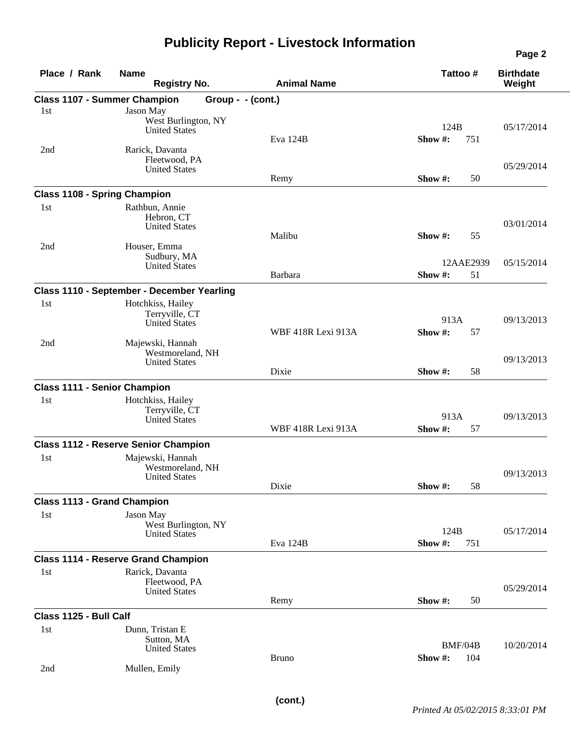# Publicity Report - Livestock Information

| Place / Rank | Name / Registry No. | Animal Name | Tattoo # | Show # | Birthdate / Weight |
|---|---|---|---|---|---|
| **Class 1107 - Summer Champion Group - - (cont.)** | | | | | |
| 1st | Jason May<br>West Burlington, NY<br>United States | Eva 124B | 124B | 751 | 05/17/2014 |
| 2nd | Rarick, Davanta<br>Fleetwood, PA<br>United States | Remy | | 50 | 05/29/2014 |
| **Class 1108 - Spring Champion** | | | | | |
| 1st | Rathbun, Annie<br>Hebron, CT<br>United States | Malibu | | 55 | 03/01/2014 |
| 2nd | Houser, Emma<br>Sudbury, MA<br>United States | Barbara | 12AAE2939 | 51 | 05/15/2014 |
| **Class 1110 - September - December Yearling** | | | | | |
| 1st | Hotchkiss, Hailey<br>Terryville, CT<br>United States | WBF 418R Lexi 913A | 913A | 57 | 09/13/2013 |
| 2nd | Majewski, Hannah<br>Westmoreland, NH<br>United States | Dixie | | 58 | 09/13/2013 |
| **Class 1111 - Senior Champion** | | | | | |
| 1st | Hotchkiss, Hailey<br>Terryville, CT<br>United States | WBF 418R Lexi 913A | 913A | 57 | 09/13/2013 |
| **Class 1112 - Reserve Senior Champion** | | | | | |
| 1st | Majewski, Hannah<br>Westmoreland, NH<br>United States | Dixie | | 58 | 09/13/2013 |
| **Class 1113 - Grand Champion** | | | | | |
| 1st | Jason May<br>West Burlington, NY<br>United States | Eva 124B | 124B | 751 | 05/17/2014 |
| **Class 1114 - Reserve Grand Champion** | | | | | |
| 1st | Rarick, Davanta<br>Fleetwood, PA<br>United States | Remy | | 50 | 05/29/2014 |
| **Class 1125 - Bull Calf** | | | | | |
| 1st | Dunn, Tristan E<br>Sutton, MA<br>United States | Bruno | BMF/04B | 104 | 10/20/2014 |
| 2nd | Mullen, Emily | | | | |

(cont.)

*Printed At 05/02/2015 8:33:01 PM*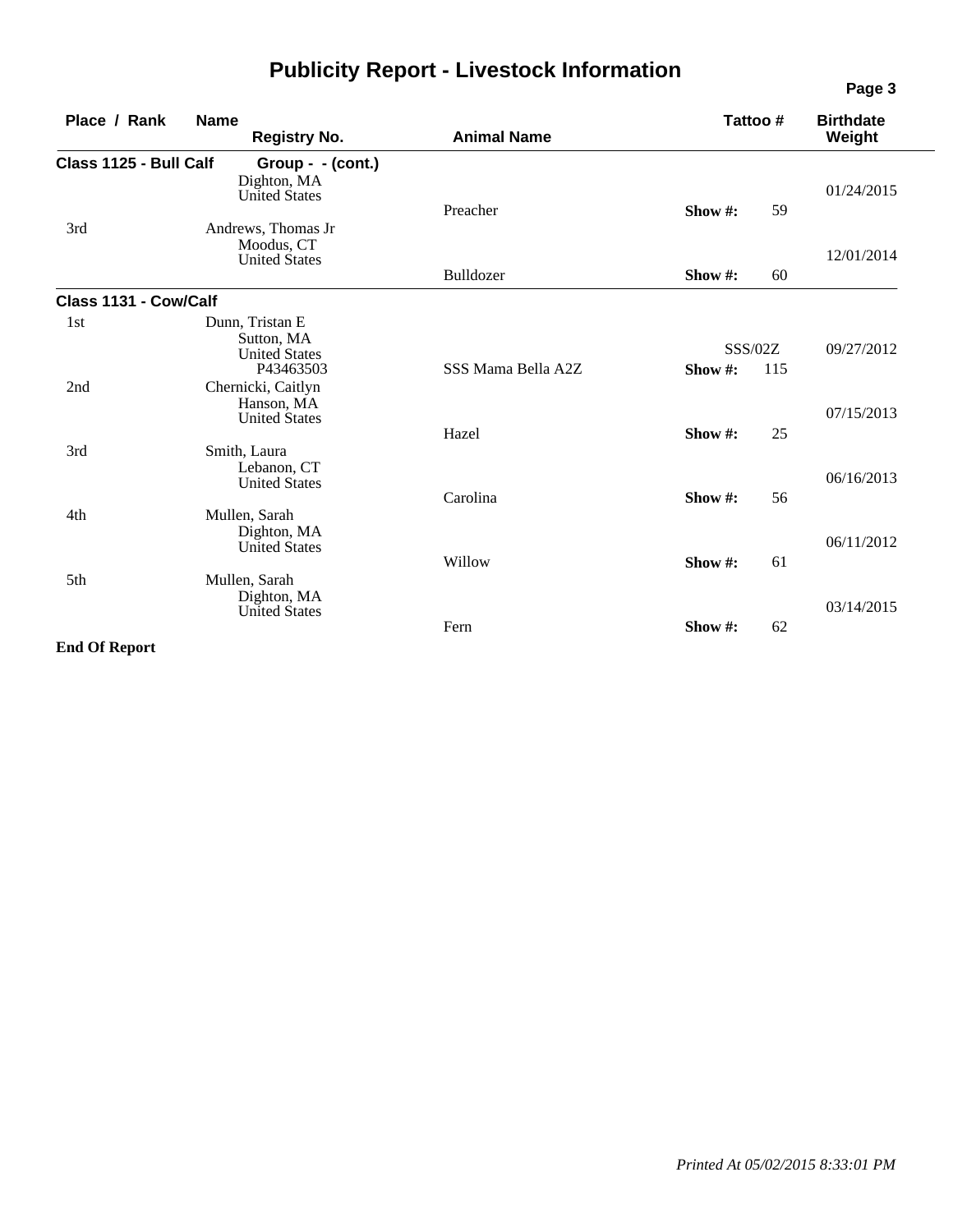# Publicity Report - Livestock Information

| Place / Rank | Name / Registry No. | Animal Name | Tattoo # | Birthdate / Weight |
| --- | --- | --- | --- | --- |
| **Class 1125 - Bull Calf** | **Group - - (cont.)** | | | |
| | Dighton, MA<br>United States | Preacher | **Show #:** 59 | 01/24/2015 |
| 3rd | Andrews, Thomas Jr<br>Moodus, CT<br>United States | Bulldozer | **Show #:** 60 | 12/01/2014 |
| **Class 1131 - Cow/Calf** | | | | |
| 1st | Dunn, Tristan E<br>Sutton, MA<br>United States<br>P43463503 | SSS Mama Bella A2Z | SSS/02Z<br>**Show #:** 115 | 09/27/2012 |
| 2nd | Chernicki, Caitlyn<br>Hanson, MA<br>United States | Hazel | **Show #:** 25 | 07/15/2013 |
| 3rd | Smith, Laura<br>Lebanon, CT<br>United States | Carolina | **Show #:** 56 | 06/16/2013 |
| 4th | Mullen, Sarah<br>Dighton, MA<br>United States | Willow | **Show #:** 61 | 06/11/2012 |
| 5th | Mullen, Sarah<br>Dighton, MA<br>United States | Fern | **Show #:** 62 | 03/14/2015 |

**End Of Report**

*Printed At 05/02/2015 8:33:01 PM*